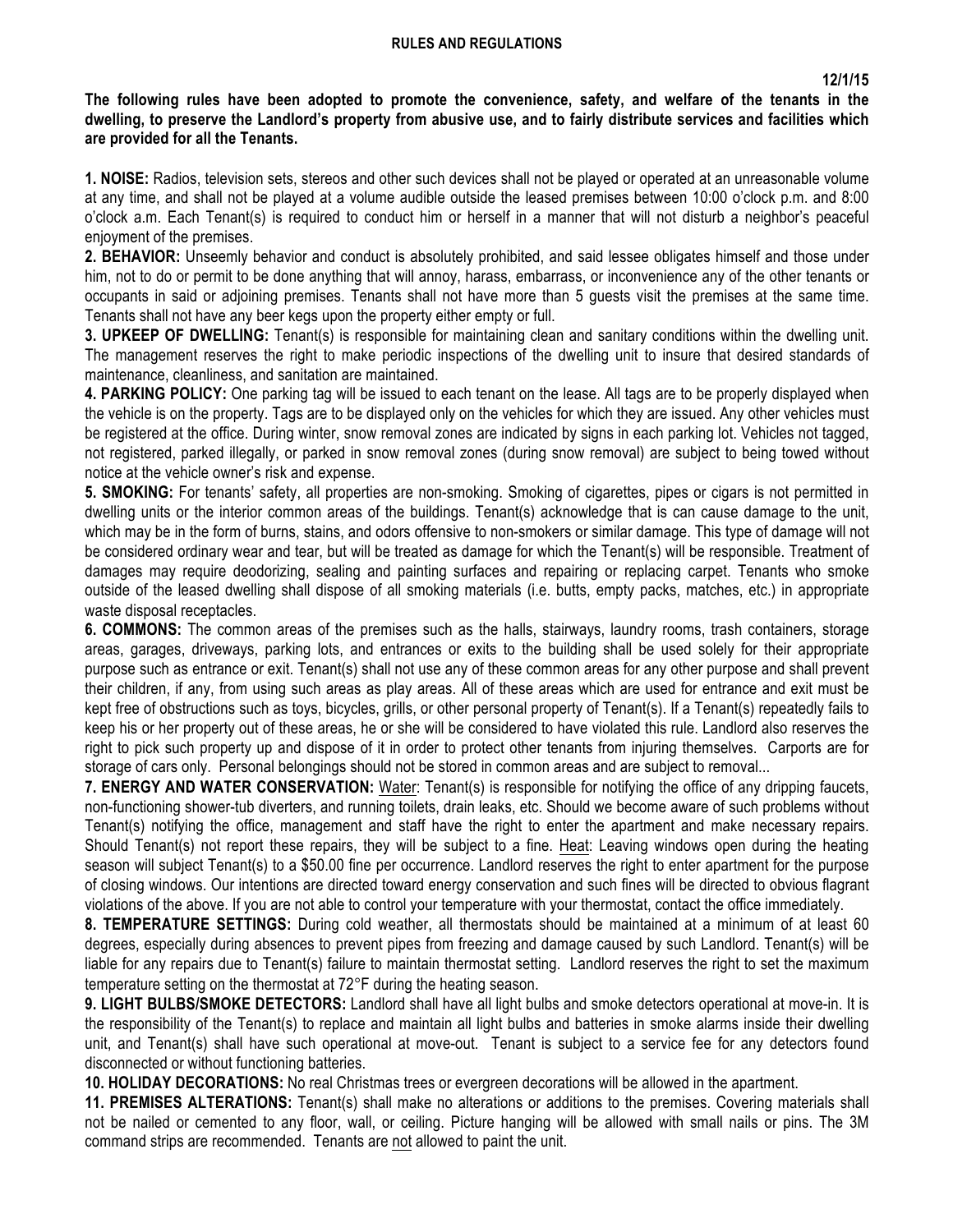# RULES AND REGULATIONS

**12/1/15**

**The following rules have been adopted to promote the convenience, safety, and welfare of the tenants in the dwelling, to preserve the Landlord's property from abusive use, and to fairly distribute services and facilities which are provided for all the Tenants.**

**1. NOISE:** Radios, television sets, stereos and other such devices shall not be played or operated at an unreasonable volume at any time, and shall not be played at a volume audible outside the leased premises between 10:00 o'clock p.m. and 8:00 o'clock a.m. Each Tenant(s) is required to conduct him or herself in a manner that will not disturb a neighbor's peaceful enjoyment of the premises.

**2. BEHAVIOR:** Unseemly behavior and conduct is absolutely prohibited, and said lessee obligates himself and those under him, not to do or permit to be done anything that will annoy, harass, embarrass, or inconvenience any of the other tenants or occupants in said or adjoining premises. Tenants shall not have more than 5 guests visit the premises at the same time. Tenants shall not have any beer kegs upon the property either empty or full.

**3. UPKEEP OF DWELLING:** Tenant(s) is responsible for maintaining clean and sanitary conditions within the dwelling unit. The management reserves the right to make periodic inspections of the dwelling unit to insure that desired standards of maintenance, cleanliness, and sanitation are maintained.

**4. PARKING POLICY:** One parking tag will be issued to each tenant on the lease. All tags are to be properly displayed when the vehicle is on the property. Tags are to be displayed only on the vehicles for which they are issued. Any other vehicles must be registered at the office. During winter, snow removal zones are indicated by signs in each parking lot. Vehicles not tagged, not registered, parked illegally, or parked in snow removal zones (during snow removal) are subject to being towed without notice at the vehicle owner's risk and expense.

**5. SMOKING:** For tenants' safety, all properties are non-smoking. Smoking of cigarettes, pipes or cigars is not permitted in dwelling units or the interior common areas of the buildings. Tenant(s) acknowledge that is can cause damage to the unit, which may be in the form of burns, stains, and odors offensive to non-smokers or similar damage. This type of damage will not be considered ordinary wear and tear, but will be treated as damage for which the Tenant(s) will be responsible. Treatment of damages may require deodorizing, sealing and painting surfaces and repairing or replacing carpet. Tenants who smoke outside of the leased dwelling shall dispose of all smoking materials (i.e. butts, empty packs, matches, etc.) in appropriate waste disposal receptacles.

**6. COMMONS:** The common areas of the premises such as the halls, stairways, laundry rooms, trash containers, storage areas, garages, driveways, parking lots, and entrances or exits to the building shall be used solely for their appropriate purpose such as entrance or exit. Tenant(s) shall not use any of these common areas for any other purpose and shall prevent their children, if any, from using such areas as play areas. All of these areas which are used for entrance and exit must be kept free of obstructions such as toys, bicycles, grills, or other personal property of Tenant(s). If a Tenant(s) repeatedly fails to keep his or her property out of these areas, he or she will be considered to have violated this rule. Landlord also reserves the right to pick such property up and dispose of it in order to protect other tenants from injuring themselves. Carports are for storage of cars only. Personal belongings should not be stored in common areas and are subject to removal...

**7. ENERGY AND WATER CONSERVATION:** Water: Tenant(s) is responsible for notifying the office of any dripping faucets, non-functioning shower-tub diverters, and running toilets, drain leaks, etc. Should we become aware of such problems without Tenant(s) notifying the office, management and staff have the right to enter the apartment and make necessary repairs. Should Tenant(s) not report these repairs, they will be subject to a fine. Heat: Leaving windows open during the heating season will subject Tenant(s) to a $50.00 fine per occurrence. Landlord reserves the right to enter apartment for the purpose of closing windows. Our intentions are directed toward energy conservation and such fines will be directed to obvious flagrant violations of the above. If you are not able to control your temperature with your thermostat, contact the office immediately.

**8. TEMPERATURE SETTINGS:** During cold weather, all thermostats should be maintained at a minimum of at least 60 degrees, especially during absences to prevent pipes from freezing and damage caused by such Landlord. Tenant(s) will be liable for any repairs due to Tenant(s) failure to maintain thermostat setting. Landlord reserves the right to set the maximum temperature setting on the thermostat at 72°F during the heating season.

**9. LIGHT BULBS/SMOKE DETECTORS:** Landlord shall have all light bulbs and smoke detectors operational at move-in. It is the responsibility of the Tenant(s) to replace and maintain all light bulbs and batteries in smoke alarms inside their dwelling unit, and Tenant(s) shall have such operational at move-out. Tenant is subject to a service fee for any detectors found disconnected or without functioning batteries.

**10. HOLIDAY DECORATIONS:** No real Christmas trees or evergreen decorations will be allowed in the apartment.

**11. PREMISES ALTERATIONS:** Tenant(s) shall make no alterations or additions to the premises. Covering materials shall not be nailed or cemented to any floor, wall, or ceiling. Picture hanging will be allowed with small nails or pins. The 3M command strips are recommended. Tenants are not allowed to paint the unit.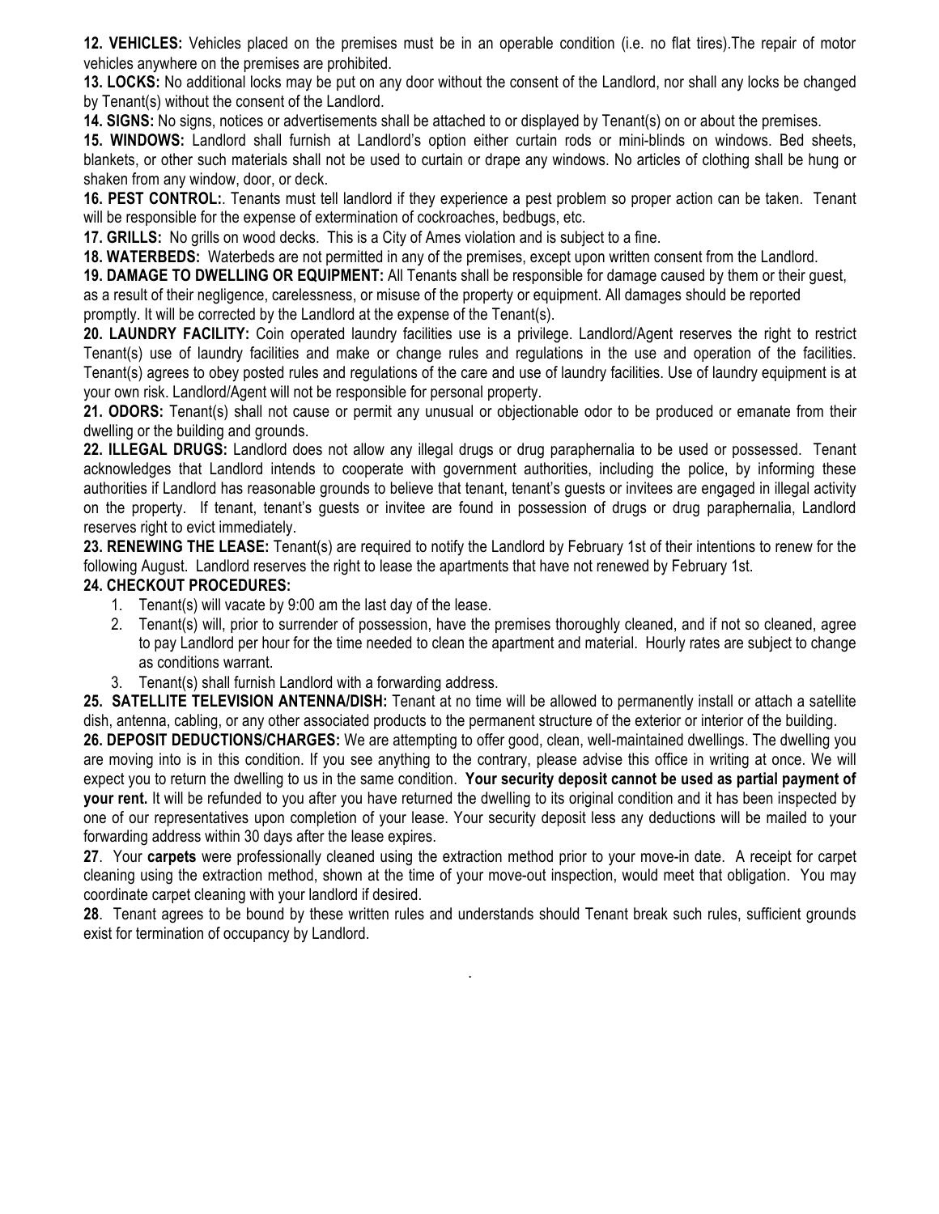**12. VEHICLES:** Vehicles placed on the premises must be in an operable condition (i.e. no flat tires).The repair of motor vehicles anywhere on the premises are prohibited.

**13. LOCKS:** No additional locks may be put on any door without the consent of the Landlord, nor shall any locks be changed by Tenant(s) without the consent of the Landlord.

**14. SIGNS:** No signs, notices or advertisements shall be attached to or displayed by Tenant(s) on or about the premises.

**15. WINDOWS:** Landlord shall furnish at Landlord's option either curtain rods or mini-blinds on windows. Bed sheets, blankets, or other such materials shall not be used to curtain or drape any windows. No articles of clothing shall be hung or shaken from any window, door, or deck.

**16. PEST CONTROL:**. Tenants must tell landlord if they experience a pest problem so proper action can be taken. Tenant will be responsible for the expense of extermination of cockroaches, bedbugs, etc.

**17. GRILLS:** No grills on wood decks. This is a City of Ames violation and is subject to a fine.

**18. WATERBEDS:** Waterbeds are not permitted in any of the premises, except upon written consent from the Landlord.

**19. DAMAGE TO DWELLING OR EQUIPMENT:** All Tenants shall be responsible for damage caused by them or their guest, as a result of their negligence, carelessness, or misuse of the property or equipment. All damages should be reported promptly. It will be corrected by the Landlord at the expense of the Tenant(s).

**20. LAUNDRY FACILITY:** Coin operated laundry facilities use is a privilege. Landlord/Agent reserves the right to restrict Tenant(s) use of laundry facilities and make or change rules and regulations in the use and operation of the facilities. Tenant(s) agrees to obey posted rules and regulations of the care and use of laundry facilities. Use of laundry equipment is at your own risk. Landlord/Agent will not be responsible for personal property.

**21. ODORS:** Tenant(s) shall not cause or permit any unusual or objectionable odor to be produced or emanate from their dwelling or the building and grounds.

**22. ILLEGAL DRUGS:** Landlord does not allow any illegal drugs or drug paraphernalia to be used or possessed. Tenant acknowledges that Landlord intends to cooperate with government authorities, including the police, by informing these authorities if Landlord has reasonable grounds to believe that tenant, tenant's guests or invitees are engaged in illegal activity on the property. If tenant, tenant's guests or invitee are found in possession of drugs or drug paraphernalia, Landlord reserves right to evict immediately.

**23. RENEWING THE LEASE:** Tenant(s) are required to notify the Landlord by February 1st of their intentions to renew for the following August. Landlord reserves the right to lease the apartments that have not renewed by February 1st.

**24. CHECKOUT PROCEDURES:**

1. Tenant(s) will vacate by 9:00 am the last day of the lease.
2. Tenant(s) will, prior to surrender of possession, have the premises thoroughly cleaned, and if not so cleaned, agree to pay Landlord per hour for the time needed to clean the apartment and material. Hourly rates are subject to change as conditions warrant.
3. Tenant(s) shall furnish Landlord with a forwarding address.

**25. SATELLITE TELEVISION ANTENNA/DISH:** Tenant at no time will be allowed to permanently install or attach a satellite dish, antenna, cabling, or any other associated products to the permanent structure of the exterior or interior of the building.

**26. DEPOSIT DEDUCTIONS/CHARGES:** We are attempting to offer good, clean, well-maintained dwellings. The dwelling you are moving into is in this condition. If you see anything to the contrary, please advise this office in writing at once. We will expect you to return the dwelling to us in the same condition. **Your security deposit cannot be used as partial payment of your rent.** It will be refunded to you after you have returned the dwelling to its original condition and it has been inspected by one of our representatives upon completion of your lease. Your security deposit less any deductions will be mailed to your forwarding address within 30 days after the lease expires.

**27**. Your **carpets** were professionally cleaned using the extraction method prior to your move-in date. A receipt for carpet cleaning using the extraction method, shown at the time of your move-out inspection, would meet that obligation. You may coordinate carpet cleaning with your landlord if desired.

**28**. Tenant agrees to be bound by these written rules and understands should Tenant break such rules, sufficient grounds exist for termination of occupancy by Landlord.